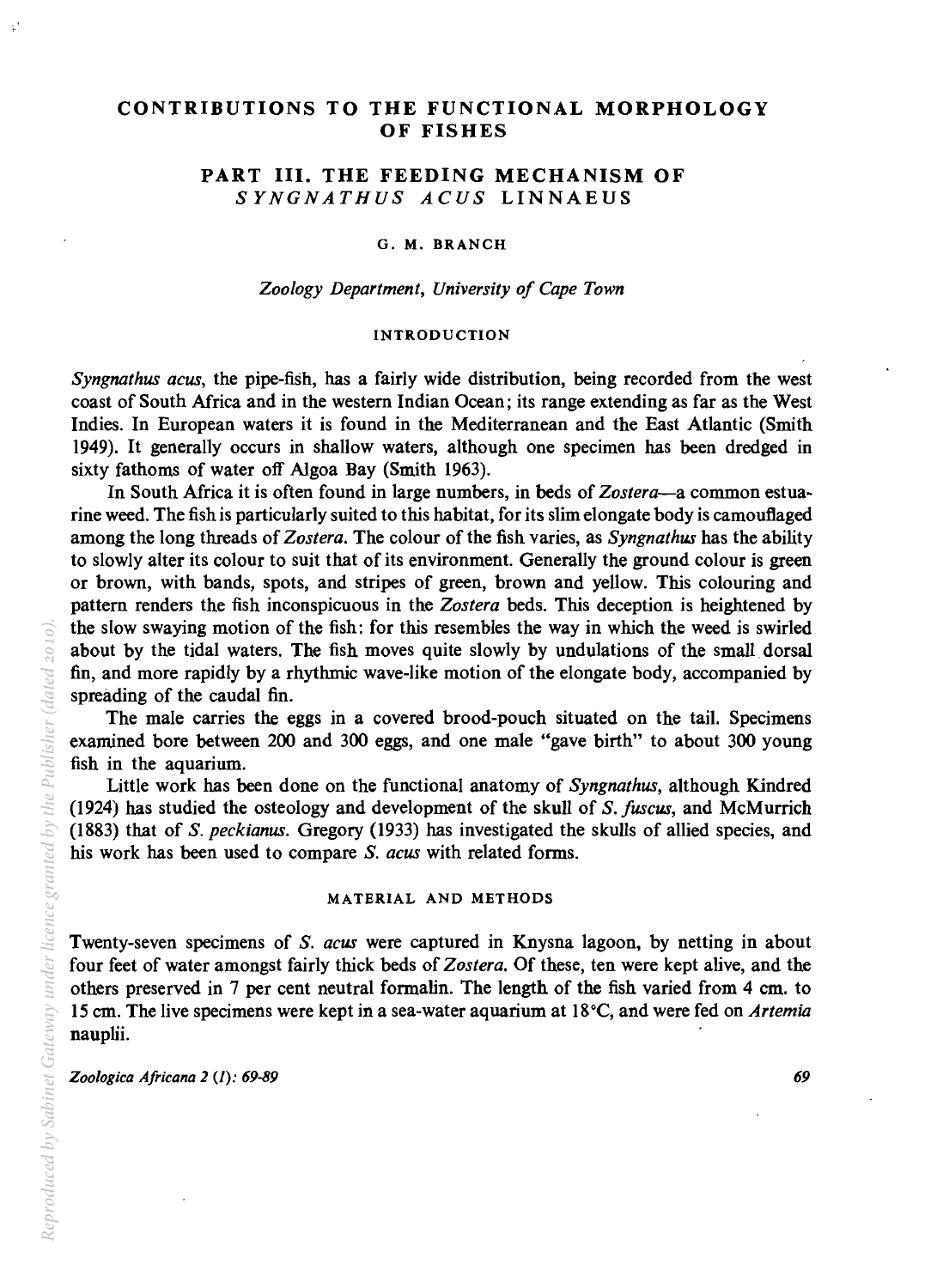# CONTRIBUTIONS TO THE FUNCTIONAL MORPHOLOGY OF FISHES

## PART III. THE FEEDING MECHANISM OF *SYNGNATHUS ACUS* LINNAEUS

G. M. BRANCH

*Zoology Department, University of Cape Town*

### INTRODUCTION

*Syngnathus acus*, the pipe-fish, has a fairly wide distribution, being recorded from the west coast of South Africa and in the western Indian Ocean; its range extending as far as the West Indies. In European waters it is found in the Mediterranean and the East Atlantic (Smith 1949). It generally occurs in shallow waters, although one specimen has been dredged in sixty fathoms of water off Algoa Bay (Smith 1963).

In South Africa it is often found in large numbers, in beds of *Zostera*—a common estuarine weed. The fish is particularly suited to this habitat, for its slim elongate body is camouflaged among the long threads of *Zostera*. The colour of the fish varies, as *Syngnathus* has the ability to slowly alter its colour to suit that of its environment. Generally the ground colour is green or brown, with bands, spots, and stripes of green, brown and yellow. This colouring and pattern renders the fish inconspicuous in the *Zostera* beds. This deception is heightened by the slow swaying motion of the fish: for this resembles the way in which the weed is swirled about by the tidal waters. The fish moves quite slowly by undulations of the small dorsal fin, and more rapidly by a rhythmic wave-like motion of the elongate body, accompanied by spreading of the caudal fin.

The male carries the eggs in a covered brood-pouch situated on the tail. Specimens examined bore between 200 and 300 eggs, and one male "gave birth" to about 300 young fish in the aquarium.

Little work has been done on the functional anatomy of *Syngnathus*, although Kindred (1924) has studied the osteology and development of the skull of *S. fuscus*, and McMurrich (1883) that of *S. peckianus*. Gregory (1933) has investigated the skulls of allied species, and his work has been used to compare *S. acus* with related forms.

### MATERIAL AND METHODS

Twenty-seven specimens of *S. acus* were captured in Knysna lagoon, by netting in about four feet of water amongst fairly thick beds of *Zostera*. Of these, ten were kept alive, and the others preserved in 7 per cent neutral formalin. The length of the fish varied from 4 cm. to 15 cm. The live specimens were kept in a sea-water aquarium at 18°C, and were fed on *Artemia* nauplii.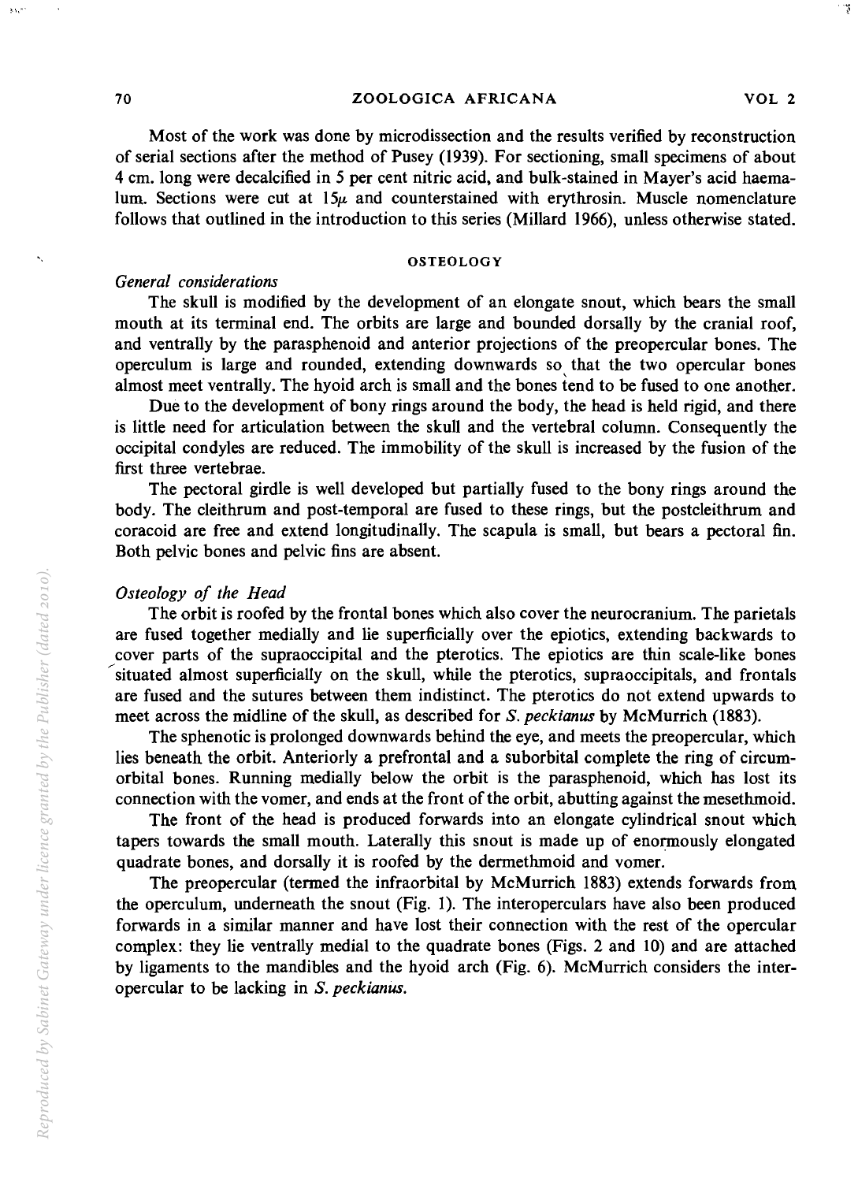Most of the work was done by microdissection and the results verified by reconstruction of serial sections after the method of Pusey (1939). For sectioning, small specimens of about 4 cm. long were decalcified in 5 per cent nitric acid, and bulk-stained in Mayer's acid haemalum. Sections were cut at $15\mu$ and counterstained with erythrosin. Muscle nomenclature follows that outlined in the introduction to this series (Millard 1966), unless otherwise stated.

## OSTEOLOGY

### *General considerations*

The skull is modified by the development of an elongate snout, which bears the small mouth at its terminal end. The orbits are large and bounded dorsally by the cranial roof, and ventrally by the parasphenoid and anterior projections of the preopercular bones. The operculum is large and rounded, extending downwards so that the two opercular bones almost meet ventrally. The hyoid arch is small and the bones tend to be fused to one another.

Due to the development of bony rings around the body, the head is held rigid, and there is little need for articulation between the skull and the vertebral column. Consequently the occipital condyles are reduced. The immobility of the skull is increased by the fusion of the first three vertebrae.

The pectoral girdle is well developed but partially fused to the bony rings around the body. The cleithrum and post-temporal are fused to these rings, but the postcleithrum and coracoid are free and extend longitudinally. The scapula is small, but bears a pectoral fin. Both pelvic bones and pelvic fins are absent.

### *Osteology of the Head*

The orbit is roofed by the frontal bones which also cover the neurocranium. The parietals are fused together medially and lie superficially over the epiotics, extending backwards to cover parts of the supraoccipital and the pterotics. The epiotics are thin scale-like bones situated almost superficially on the skull, while the pterotics, supraoccipitals, and frontals are fused and the sutures between them indistinct. The pterotics do not extend upwards to meet across the midline of the skull, as described for *S. peckianus* by McMurrich (1883).

The sphenotic is prolonged downwards behind the eye, and meets the preopercular, which lies beneath the orbit. Anteriorly a prefrontal and a suborbital complete the ring of circumorbital bones. Running medially below the orbit is the parasphenoid, which has lost its connection with the vomer, and ends at the front of the orbit, abutting against the mesethmoid.

The front of the head is produced forwards into an elongate cylindrical snout which tapers towards the small mouth. Laterally this snout is made up of enormously elongated quadrate bones, and dorsally it is roofed by the dermethmoid and vomer.

The preopercular (termed the infraorbital by McMurrich 1883) extends forwards from the operculum, underneath the snout (Fig. 1). The interoperculars have also been produced forwards in a similar manner and have lost their connection with the rest of the opercular complex: they lie ventrally medial to the quadrate bones (Figs. 2 and 10) and are attached by ligaments to the mandibles and the hyoid arch (Fig. 6). McMurrich considers the interopercular to be lacking in *S. peckianus*.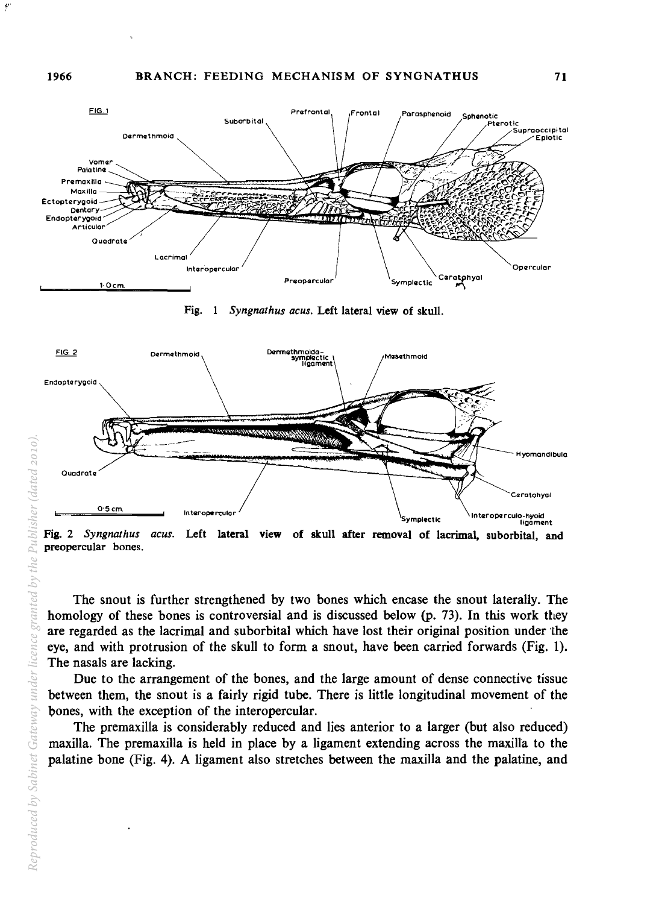Fig. 1 *Syngnathus acus.* Left lateral view of skull.

Fig. 2 *Syngnathus acus.* Left lateral view of skull after removal of lacrimal, suborbital, and preopercular bones.

The snout is further strengthened by two bones which encase the snout laterally. The homology of these bones is controversial and is discussed below (p. 73). In this work they are regarded as the lacrimal and suborbital which have lost their original position under the eye, and with protrusion of the skull to form a snout, have been carried forwards (Fig. 1). The nasals are lacking.

Due to the arrangement of the bones, and the large amount of dense connective tissue between them, the snout is a fairly rigid tube. There is little longitudinal movement of the bones, with the exception of the interopercular.

The premaxilla is considerably reduced and lies anterior to a larger (but also reduced) maxilla. The premaxilla is held in place by a ligament extending across the maxilla to the palatine bone (Fig. 4). A ligament also stretches between the maxilla and the palatine, and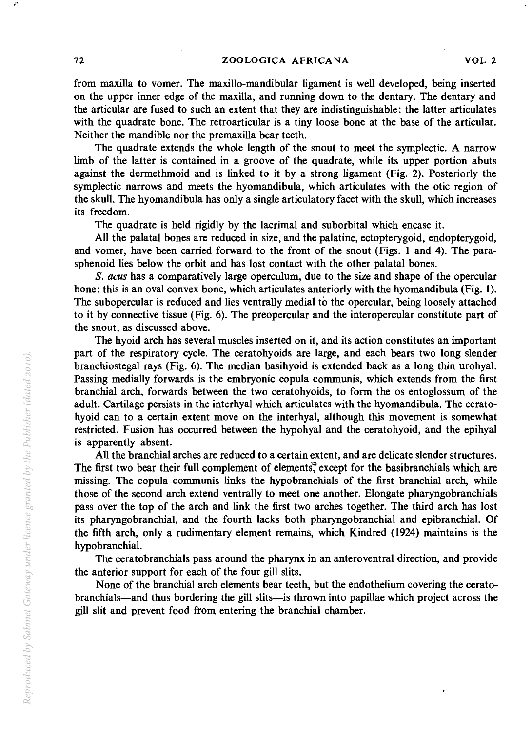from maxilla to vomer. The maxillo-mandibular ligament is well developed, being inserted on the upper inner edge of the maxilla, and running down to the dentary. The dentary and the articular are fused to such an extent that they are indistinguishable: the latter articulates with the quadrate bone. The retroarticular is a tiny loose bone at the base of the articular. Neither the mandible nor the premaxilla bear teeth.

The quadrate extends the whole length of the snout to meet the symplectic. A narrow limb of the latter is contained in a groove of the quadrate, while its upper portion abuts against the dermethmoid and is linked to it by a strong ligament (Fig. 2). Posteriorly the symplectic narrows and meets the hyomandibula, which articulates with the otic region of the skull. The hyomandibula has only a single articulatory facet with the skull, which increases its freedom.

The quadrate is held rigidly by the lacrimal and suborbital which encase it.

All the palatal bones are reduced in size, and the palatine, ectopterygoid, endopterygoid, and vomer, have been carried forward to the front of the snout (Figs. 1 and 4). The parasphenoid lies below the orbit and has lost contact with the other palatal bones.

*S. acus* has a comparatively large operculum, due to the size and shape of the opercular bone: this is an oval convex bone, which articulates anteriorly with the hyomandibula (Fig. 1). The subopercular is reduced and lies ventrally medial to the opercular, being loosely attached to it by connective tissue (Fig. 6). The preopercular and the interopercular constitute part of the snout, as discussed above.

The hyoid arch has several muscles inserted on it, and its action constitutes an important part of the respiratory cycle. The ceratohyoids are large, and each bears two long slender branchiostegal rays (Fig. 6). The median basihyoid is extended back as a long thin urohyal. Passing medially forwards is the embryonic copula communis, which extends from the first branchial arch, forwards between the two ceratohyoids, to form the os entoglossum of the adult. Cartilage persists in the interhyal which articulates with the hyomandibula. The ceratohyoid can to a certain extent move on the interhyal, although this movement is somewhat restricted. Fusion has occurred between the hypohyal and the ceratohyoid, and the epihyal is apparently absent.

All the branchial arches are reduced to a certain extent, and are delicate slender structures. The first two bear their full complement of elements, except for the basibranchials which are missing. The copula communis links the hypobranchials of the first branchial arch, while those of the second arch extend ventrally to meet one another. Elongate pharyngobranchials pass over the top of the arch and link the first two arches together. The third arch has lost its pharyngobranchial, and the fourth lacks both pharyngobranchial and epibranchial. Of the fifth arch, only a rudimentary element remains, which Kindred (1924) maintains is the hypobranchial.

The ceratobranchials pass around the pharynx in an anteroventral direction, and provide the anterior support for each of the four gill slits.

None of the branchial arch elements bear teeth, but the endothelium covering the ceratobranchials—and thus bordering the gill slits—is thrown into papillae which project across the gill slit and prevent food from entering the branchial chamber.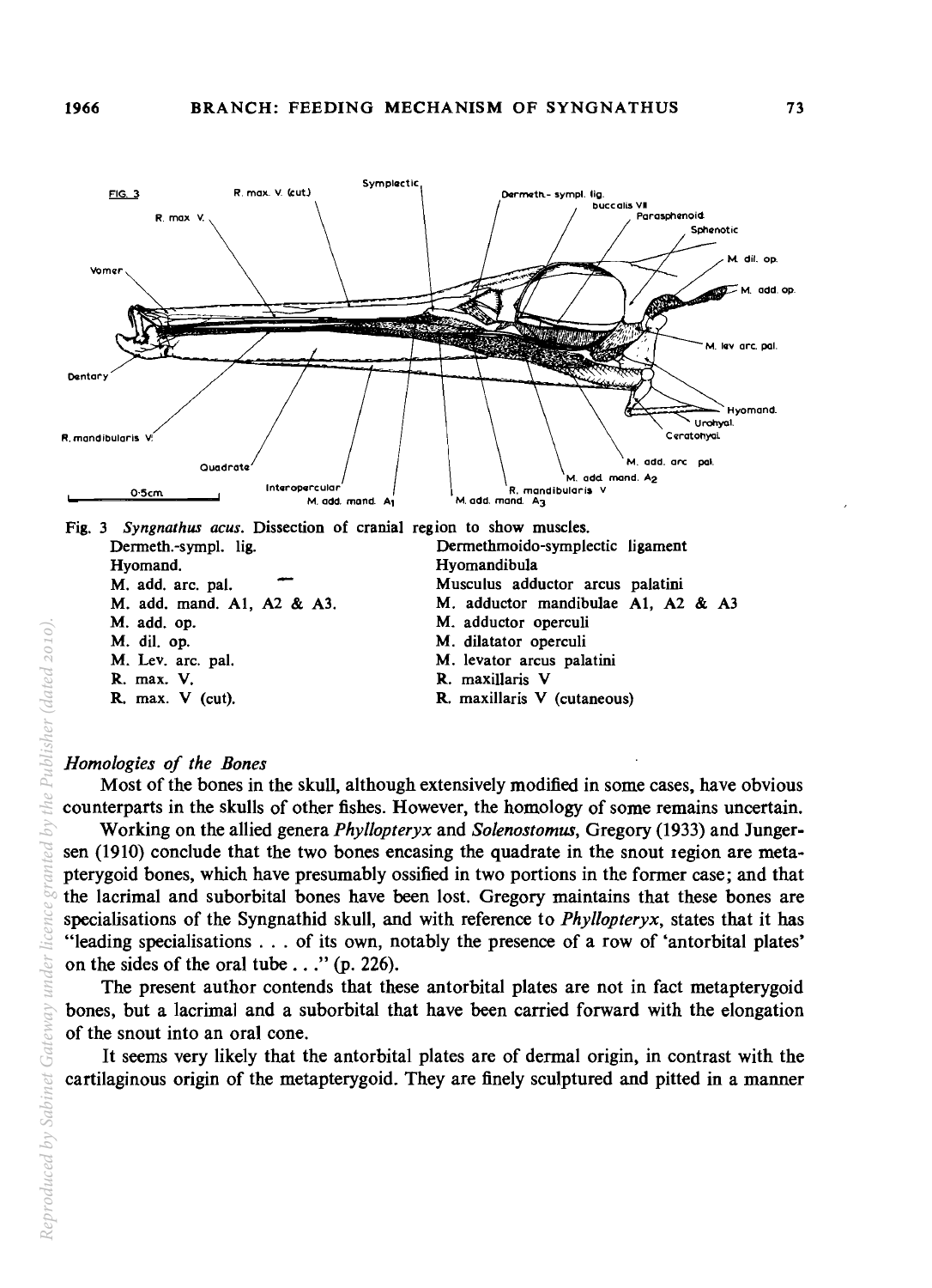Fig. 3 *Syngnathus acus*. Dissection of cranial region to show muscles.

| | |
|---|---|
| Dermeth.-sympl. lig. | Dermethmoido-symplectic ligament |
| Hyomand. | Hyomandibula |
| M. add. arc. pal. | Musculus adductor arcus palatini |
| M. add. mand. A1, A2 & A3. | M. adductor mandibulae A1, A2 & A3 |
| M. add. op. | M. adductor operculi |
| M. dil. op. | M. dilatator operculi |
| M. Lev. arc. pal. | M. levator arcus palatini |
| R. max. V. | R. maxillaris V |
| R. max. V (cut). | R. maxillaris V (cutaneous) |

### *Homologies of the Bones*

Most of the bones in the skull, although extensively modified in some cases, have obvious counterparts in the skulls of other fishes. However, the homology of some remains uncertain.

Working on the allied genera *Phyllopteryx* and *Solenostomus*, Gregory (1933) and Jungersen (1910) conclude that the two bones encasing the quadrate in the snout region are metapterygoid bones, which have presumably ossified in two portions in the former case; and that the lacrimal and suborbital bones have been lost. Gregory maintains that these bones are specialisations of the Syngnathid skull, and with reference to *Phyllopteryx*, states that it has "leading specialisations . . . of its own, notably the presence of a row of 'antorbital plates' on the sides of the oral tube . . ." (p. 226).

The present author contends that these antorbital plates are not in fact metapterygoid bones, but a lacrimal and a suborbital that have been carried forward with the elongation of the snout into an oral cone.

It seems very likely that the antorbital plates are of dermal origin, in contrast with the cartilaginous origin of the metapterygoid. They are finely sculptured and pitted in a manner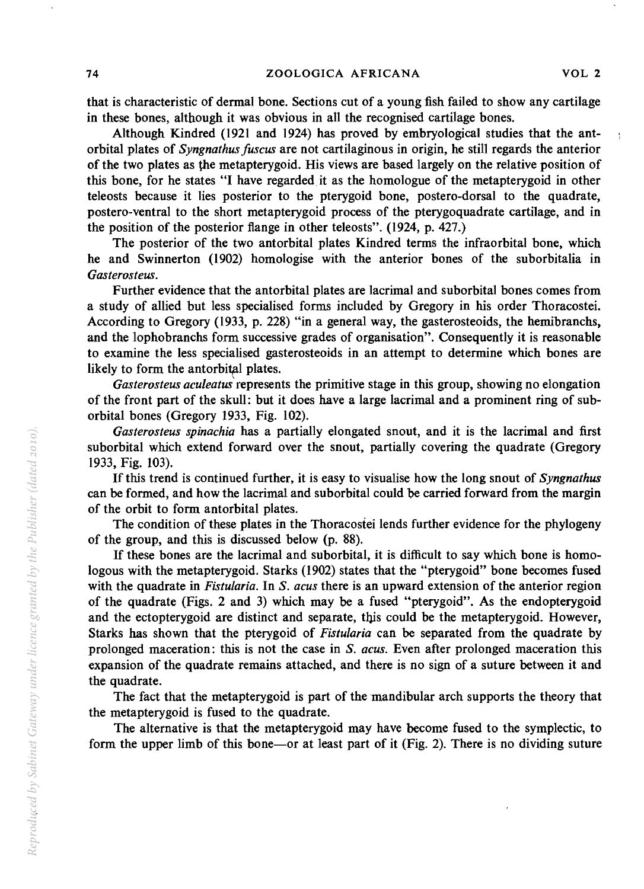that is characteristic of dermal bone. Sections cut of a young fish failed to show any cartilage in these bones, although it was obvious in all the recognised cartilage bones.

Although Kindred (1921 and 1924) has proved by embryological studies that the antorbital plates of *Syngnathus fuscus* are not cartilaginous in origin, he still regards the anterior of the two plates as the metapterygoid. His views are based largely on the relative position of this bone, for he states "I have regarded it as the homologue of the metapterygoid in other teleosts because it lies posterior to the pterygoid bone, postero-dorsal to the quadrate, postero-ventral to the short metapterygoid process of the pterygoquadrate cartilage, and in the position of the posterior flange in other teleosts". (1924, p. 427.)

The posterior of the two antorbital plates Kindred terms the infraorbital bone, which he and Swinnerton (1902) homologise with the anterior bones of the suborbitalia in *Gasterosteus*.

Further evidence that the antorbital plates are lacrimal and suborbital bones comes from a study of allied but less specialised forms included by Gregory in his order Thoracostei. According to Gregory (1933, p. 228) "in a general way, the gasterosteoids, the hemibranchs, and the lophobranchs form successive grades of organisation". Consequently it is reasonable to examine the less specialised gasterosteoids in an attempt to determine which bones are likely to form the antorbital plates.

*Gasterosteus aculeatus* represents the primitive stage in this group, showing no elongation of the front part of the skull: but it does have a large lacrimal and a prominent ring of suborbital bones (Gregory 1933, Fig. 102).

*Gasterosteus spinachia* has a partially elongated snout, and it is the lacrimal and first suborbital which extend forward over the snout, partially covering the quadrate (Gregory 1933, Fig. 103).

If this trend is continued further, it is easy to visualise how the long snout of *Syngnathus* can be formed, and how the lacrimal and suborbital could be carried forward from the margin of the orbit to form antorbital plates.

The condition of these plates in the Thoracostei lends further evidence for the phylogeny of the group, and this is discussed below (p. 88).

If these bones are the lacrimal and suborbital, it is difficult to say which bone is homologous with the metapterygoid. Starks (1902) states that the "pterygoid" bone becomes fused with the quadrate in *Fistularia*. In *S. acus* there is an upward extension of the anterior region of the quadrate (Figs. 2 and 3) which may be a fused "pterygoid". As the endopterygoid and the ectopterygoid are distinct and separate, this could be the metapterygoid. However, Starks has shown that the pterygoid of *Fistularia* can be separated from the quadrate by prolonged maceration: this is not the case in *S. acus*. Even after prolonged maceration this expansion of the quadrate remains attached, and there is no sign of a suture between it and the quadrate.

The fact that the metapterygoid is part of the mandibular arch supports the theory that the metapterygoid is fused to the quadrate.

The alternative is that the metapterygoid may have become fused to the symplectic, to form the upper limb of this bone—or at least part of it (Fig. 2). There is no dividing suture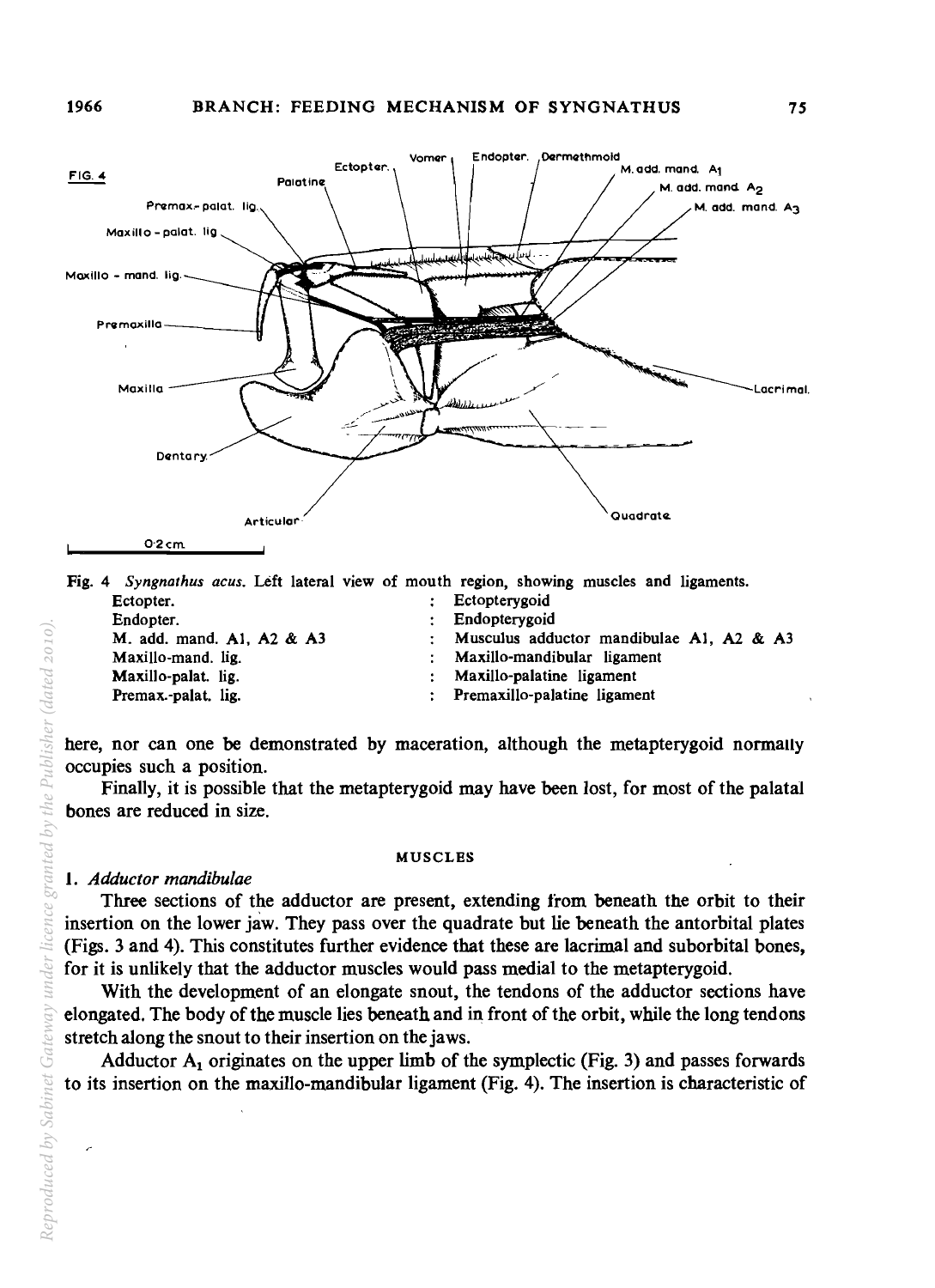Fig. 4 *Syngnathus acus*. Left lateral view of mouth region, showing muscles and ligaments.

| | | |
|---|---|---|
| Ectopter. | : | Ectopterygoid |
| Endopter. | : | Endopterygoid |
| M. add. mand. A1, A2 & A3 | : | Musculus adductor mandibulae A1, A2 & A3 |
| Maxillo-mand. lig. | : | Maxillo-mandibular ligament |
| Maxillo-palat. lig. | : | Maxillo-palatine ligament |
| Premax.-palat. lig. | : | Premaxillo-palatine ligament |

here, nor can one be demonstrated by maceration, although the metapterygoid normally occupies such a position.

Finally, it is possible that the metapterygoid may have been lost, for most of the palatal bones are reduced in size.

## MUSCLES

### 1. *Adductor mandibulae*

Three sections of the adductor are present, extending from beneath the orbit to their insertion on the lower jaw. They pass over the quadrate but lie beneath the antorbital plates (Figs. 3 and 4). This constitutes further evidence that these are lacrimal and suborbital bones, for it is unlikely that the adductor muscles would pass medial to the metapterygoid.

With the development of an elongate snout, the tendons of the adductor sections have elongated. The body of the muscle lies beneath and in front of the orbit, while the long tendons stretch along the snout to their insertion on the jaws.

Adductor $A_1$ originates on the upper limb of the symplectic (Fig. 3) and passes forwards to its insertion on the maxillo-mandibular ligament (Fig. 4). The insertion is characteristic of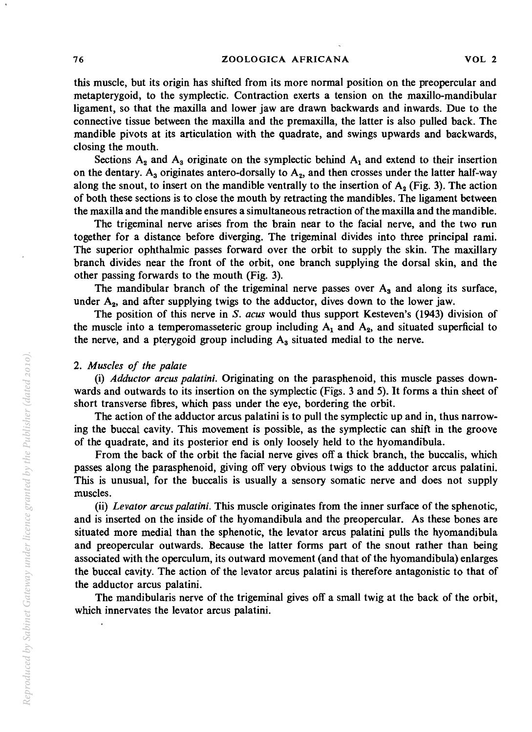this muscle, but its origin has shifted from its more normal position on the preopercular and metapterygoid, to the symplectic. Contraction exerts a tension on the maxillo-mandibular ligament, so that the maxilla and lower jaw are drawn backwards and inwards. Due to the connective tissue between the maxilla and the premaxilla, the latter is also pulled back. The mandible pivots at its articulation with the quadrate, and swings upwards and backwards, closing the mouth.

Sections $A_2$ and $A_3$ originate on the symplectic behind $A_1$ and extend to their insertion on the dentary. $A_3$ originates antero-dorsally to $A_2$, and then crosses under the latter half-way along the snout, to insert on the mandible ventrally to the insertion of $A_2$ (Fig. 3). The action of both these sections is to close the mouth by retracting the mandibles. The ligament between the maxilla and the mandible ensures a simultaneous retraction of the maxilla and the mandible.

The trigeminal nerve arises from the brain near to the facial nerve, and the two run together for a distance before diverging. The trigeminal divides into three principal rami. The superior ophthalmic passes forward over the orbit to supply the skin. The maxillary branch divides near the front of the orbit, one branch supplying the dorsal skin, and the other passing forwards to the mouth (Fig. 3).

The mandibular branch of the trigeminal nerve passes over $A_3$ and along its surface, under $A_2$, and after supplying twigs to the adductor, dives down to the lower jaw.

The position of this nerve in *S. acus* would thus support Kesteven's (1943) division of the muscle into a temperomasseteric group including $A_1$ and $A_2$, and situated superficial to the nerve, and a pterygoid group including $A_3$ situated medial to the nerve.

### 2. *Muscles of the palate*

(i) *Adductor arcus palatini.* Originating on the parasphenoid, this muscle passes downwards and outwards to its insertion on the symplectic (Figs. 3 and 5). It forms a thin sheet of short transverse fibres, which pass under the eye, bordering the orbit.

The action of the adductor arcus palatini is to pull the symplectic up and in, thus narrowing the buccal cavity. This movement is possible, as the symplectic can shift in the groove of the quadrate, and its posterior end is only loosely held to the hyomandibula.

From the back of the orbit the facial nerve gives off a thick branch, the buccalis, which passes along the parasphenoid, giving off very obvious twigs to the adductor arcus palatini. This is unusual, for the buccalis is usually a sensory somatic nerve and does not supply muscles.

(ii) *Levator arcus palatini.* This muscle originates from the inner surface of the sphenotic, and is inserted on the inside of the hyomandibula and the preopercular. As these bones are situated more medial than the sphenotic, the levator arcus palatini pulls the hyomandibula and preopercular outwards. Because the latter forms part of the snout rather than being associated with the operculum, its outward movement (and that of the hyomandibula) enlarges the buccal cavity. The action of the levator arcus palatini is therefore antagonistic to that of the adductor arcus palatini.

The mandibularis nerve of the trigeminal gives off a small twig at the back of the orbit, which innervates the levator arcus palatini.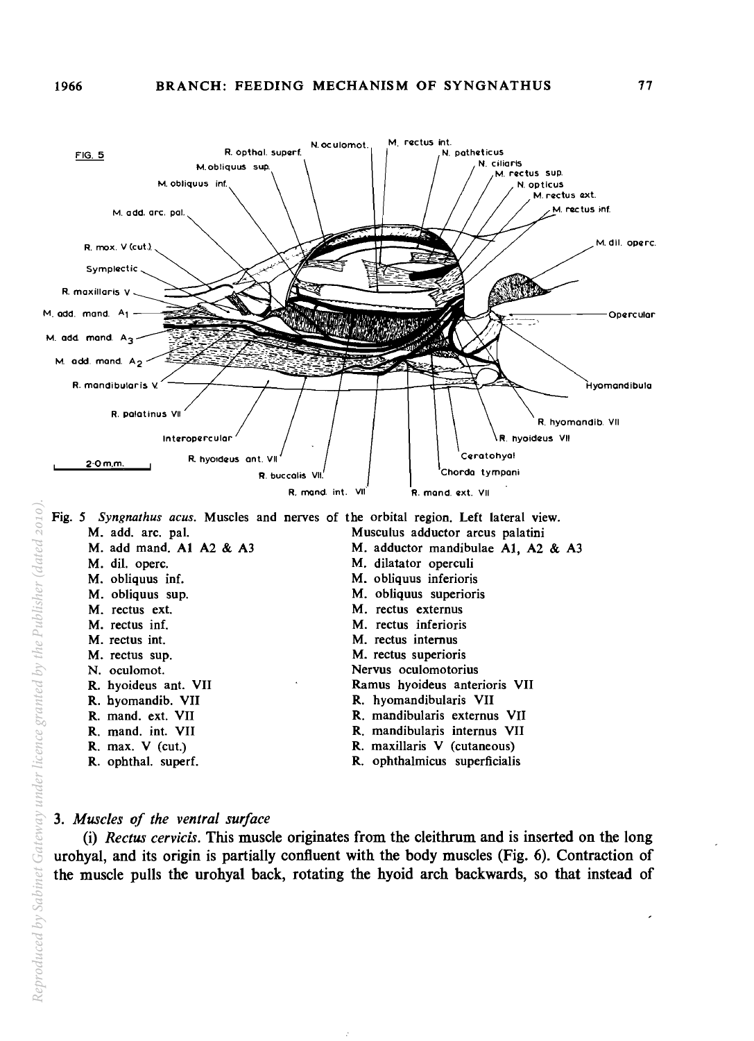Fig. 5 *Syngnathus acus.* Muscles and nerves of the orbital region. Left lateral view.

| | |
|---|---|
| M. add. arc. pal. | Musculus adductor arcus palatini |
| M. add mand. A1 A2 & A3 | M. adductor mandibulae A1, A2 & A3 |
| M. dil. operc. | M. dilatator operculi |
| M. obliquus inf. | M. obliquus inferioris |
| M. obliquus sup. | M. obliquus superioris |
| M. rectus ext. | M. rectus externus |
| M. rectus inf. | M. rectus inferioris |
| M. rectus int. | M. rectus internus |
| M. rectus sup. | M. rectus superioris |
| N. oculomot. | Nervus oculomotorius |
| R. hyoideus ant. VII | Ramus hyoideus anterioris VII |
| R. hyomandib. VII | R. hyomandibularis VII |
| R. mand. ext. VII | R. mandibularis externus VII |
| R. mand. int. VII | R. mandibularis internus VII |
| R. max. V (cut.) | R. maxillaris V (cutaneous) |
| R. ophthal. superf. | R. ophthalmicus superficialis |

3. *Muscles of the ventral surface*

(i) *Rectus cervicis.* This muscle originates from the cleithrum and is inserted on the long urohyal, and its origin is partially confluent with the body muscles (Fig. 6). Contraction of the muscle pulls the urohyal back, rotating the hyoid arch backwards, so that instead of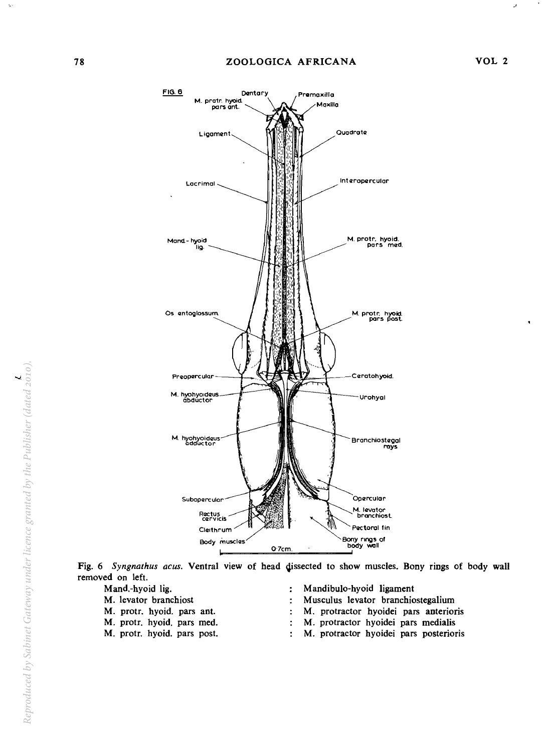Fig. 6 *Syngnathus acus.* Ventral view of head dissected to show muscles. Bony rings of body wall removed on left.

| | | |
|---|---|---|
| Mand.-hyoid lig. | : | Mandibulo-hyoid ligament |
| M. levator branchiost | : | Musculus levator branchiostegalium |
| M. protr. hyoid. pars ant. | : | M. protractor hyoidei pars anterioris |
| M. protr. hyoid. pars med. | : | M. protractor hyoidei pars medialis |
| M. protr. hyoid. pars post. | : | M. protractor hyoidei pars posterioris |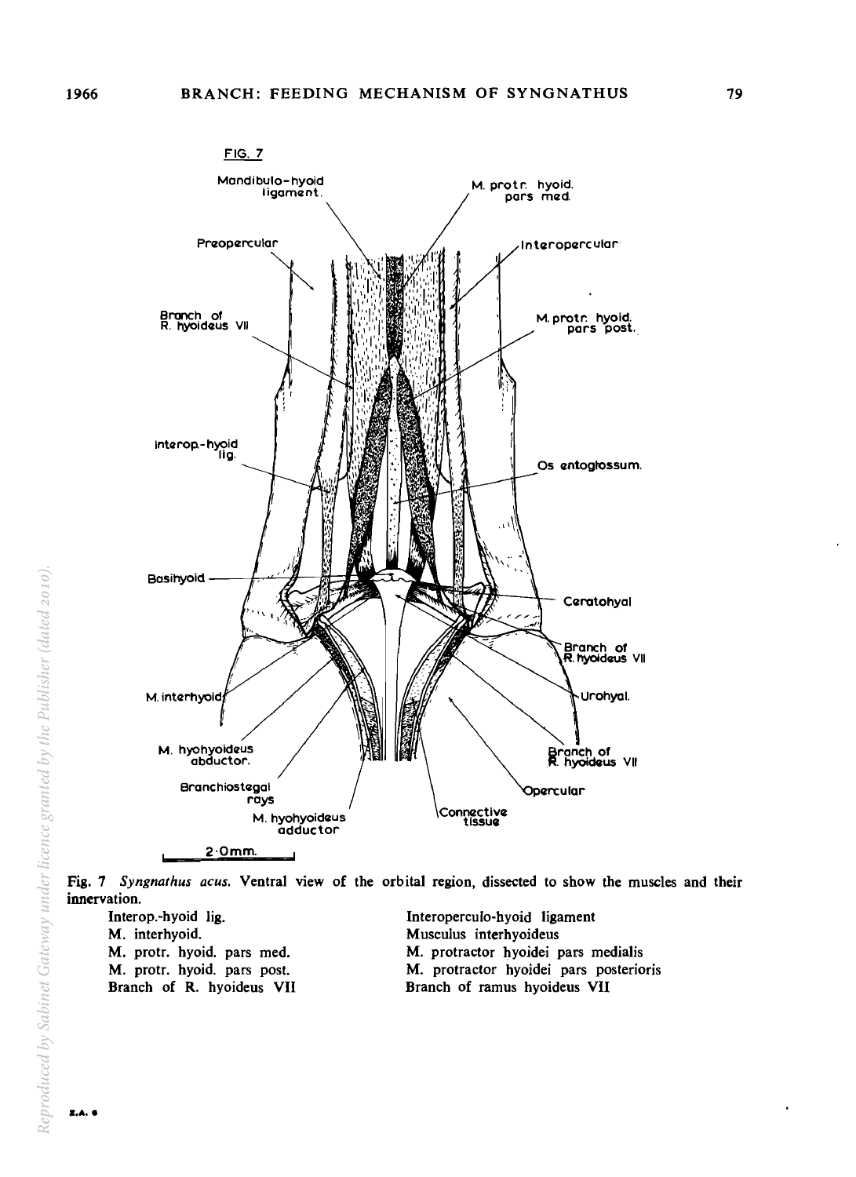Fig. 7 *Syngnathus acus*. Ventral view of the orbital region, dissected to show the muscles and their innervation.

| | |
|---|---|
| Interop.-hyoid lig. | Interoperculo-hyoid ligament |
| M. interhyoid. | Musculus interhyoideus |
| M. protr. hyoid. pars med. | M. protractor hyoidei pars medialis |
| M. protr. hyoid. pars post. | M. protractor hyoidei pars posterioris |
| Branch of R. hyoideus VII | Branch of ramus hyoideus VII |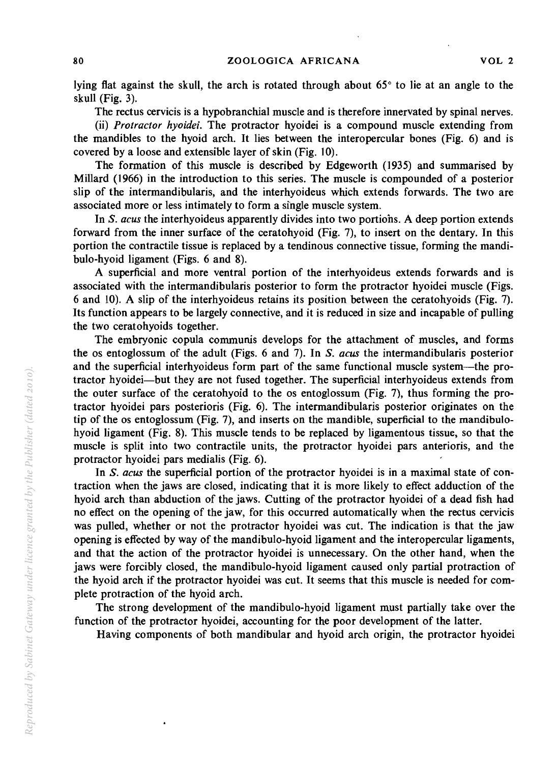lying flat against the skull, the arch is rotated through about 65° to lie at an angle to the skull (Fig. 3).

The rectus cervicis is a hypobranchial muscle and is therefore innervated by spinal nerves.

(ii) *Protractor hyoidei.* The protractor hyoidei is a compound muscle extending from the mandibles to the hyoid arch. It lies between the interopercular bones (Fig. 6) and is covered by a loose and extensible layer of skin (Fig. 10).

The formation of this muscle is described by Edgeworth (1935) and summarised by Millard (1966) in the introduction to this series. The muscle is compounded of a posterior slip of the intermandibularis, and the interhyoideus which extends forwards. The two are associated more or less intimately to form a single muscle system.

In *S. acus* the interhyoideus apparently divides into two portions. A deep portion extends forward from the inner surface of the ceratohyoid (Fig. 7), to insert on the dentary. In this portion the contractile tissue is replaced by a tendinous connective tissue, forming the mandibulo-hyoid ligament (Figs. 6 and 8).

A superficial and more ventral portion of the interhyoideus extends forwards and is associated with the intermandibularis posterior to form the protractor hyoidei muscle (Figs. 6 and 10). A slip of the interhyoideus retains its position between the ceratohyoids (Fig. 7). Its function appears to be largely connective, and it is reduced in size and incapable of pulling the two ceratohyoids together.

The embryonic copula communis develops for the attachment of muscles, and forms the os entoglossum of the adult (Figs. 6 and 7). In *S. acus* the intermandibularis posterior and the superficial interhyoideus form part of the same functional muscle system—the protractor hyoidei—but they are not fused together. The superficial interhyoideus extends from the outer surface of the ceratohyoid to the os entoglossum (Fig. 7), thus forming the protractor hyoidei pars posterioris (Fig. 6). The intermandibularis posterior originates on the tip of the os entoglossum (Fig. 7), and inserts on the mandible, superficial to the mandibulo-hyoid ligament (Fig. 8). This muscle tends to be replaced by ligamentous tissue, so that the muscle is split into two contractile units, the protractor hyoidei pars anterioris, and the protractor hyoidei pars medialis (Fig. 6).

In *S. acus* the superficial portion of the protractor hyoidei is in a maximal state of contraction when the jaws are closed, indicating that it is more likely to effect adduction of the hyoid arch than abduction of the jaws. Cutting of the protractor hyoidei of a dead fish had no effect on the opening of the jaw, for this occurred automatically when the rectus cervicis was pulled, whether or not the protractor hyoidei was cut. The indication is that the jaw opening is effected by way of the mandibulo-hyoid ligament and the interopercular ligaments, and that the action of the protractor hyoidei is unnecessary. On the other hand, when the jaws were forcibly closed, the mandibulo-hyoid ligament caused only partial protraction of the hyoid arch if the protractor hyoidei was cut. It seems that this muscle is needed for complete protraction of the hyoid arch.

The strong development of the mandibulo-hyoid ligament must partially take over the function of the protractor hyoidei, accounting for the poor development of the latter.

Having components of both mandibular and hyoid arch origin, the protractor hyoidei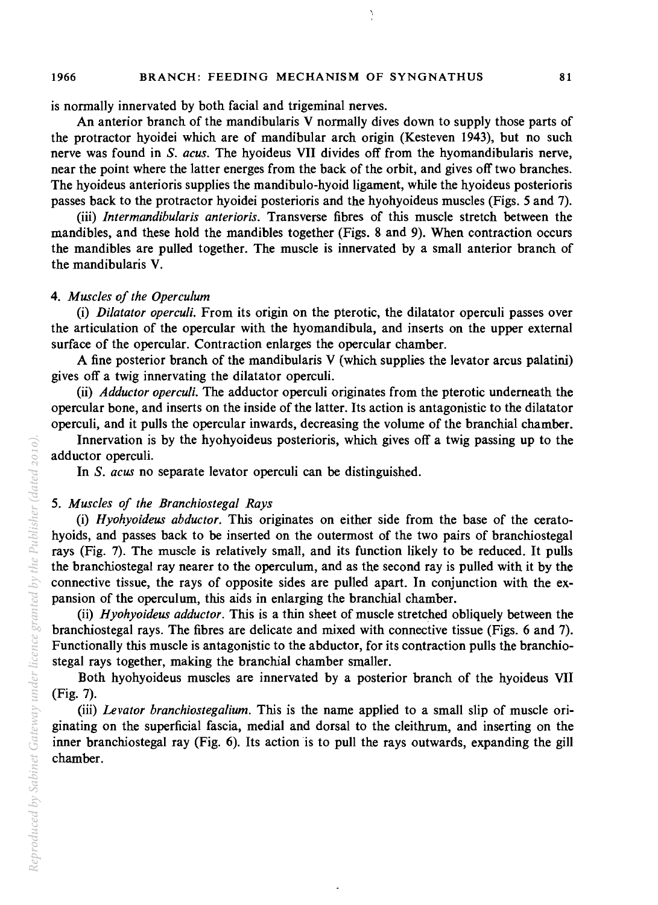is normally innervated by both facial and trigeminal nerves.

An anterior branch of the mandibularis V normally dives down to supply those parts of the protractor hyoidei which are of mandibular arch origin (Kesteven 1943), but no such nerve was found in *S. acus*. The hyoideus VII divides off from the hyomandibularis nerve, near the point where the latter energes from the back of the orbit, and gives off two branches. The hyoideus anterioris supplies the mandibulo-hyoid ligament, while the hyoideus posterioris passes back to the protractor hyoidei posterioris and the hyohyoideus muscles (Figs. 5 and 7).

(iii) *Intermandibularis anterioris*. Transverse fibres of this muscle stretch between the mandibles, and these hold the mandibles together (Figs. 8 and 9). When contraction occurs the mandibles are pulled together. The muscle is innervated by a small anterior branch of the mandibularis V.

### 4. *Muscles of the Operculum*

(i) *Dilatator operculi*. From its origin on the pterotic, the dilatator operculi passes over the articulation of the opercular with the hyomandibula, and inserts on the upper external surface of the opercular. Contraction enlarges the opercular chamber.

A fine posterior branch of the mandibularis V (which supplies the levator arcus palatini) gives off a twig innervating the dilatator operculi.

(ii) *Adductor operculi*. The adductor operculi originates from the pterotic underneath the opercular bone, and inserts on the inside of the latter. Its action is antagonistic to the dilatator operculi, and it pulls the opercular inwards, decreasing the volume of the branchial chamber.

Innervation is by the hyohyoideus posterioris, which gives off a twig passing up to the adductor operculi.

In *S. acus* no separate levator operculi can be distinguished.

### 5. *Muscles of the Branchiostegal Rays*

(i) *Hyohyoideus abductor*. This originates on either side from the base of the ceratohyoids, and passes back to be inserted on the outermost of the two pairs of branchiostegal rays (Fig. 7). The muscle is relatively small, and its function likely to be reduced. It pulls the branchiostegal ray nearer to the operculum, and as the second ray is pulled with it by the connective tissue, the rays of opposite sides are pulled apart. In conjunction with the expansion of the operculum, this aids in enlarging the branchial chamber.

(ii) *Hyohyoideus adductor*. This is a thin sheet of muscle stretched obliquely between the branchiostegal rays. The fibres are delicate and mixed with connective tissue (Figs. 6 and 7). Functionally this muscle is antagonistic to the abductor, for its contraction pulls the branchiostegal rays together, making the branchial chamber smaller.

Both hyohyoideus muscles are innervated by a posterior branch of the hyoideus VII (Fig. 7).

(iii) *Levator branchiostegalium*. This is the name applied to a small slip of muscle originating on the superficial fascia, medial and dorsal to the cleithrum, and inserting on the inner branchiostegal ray (Fig. 6). Its action is to pull the rays outwards, expanding the gill chamber.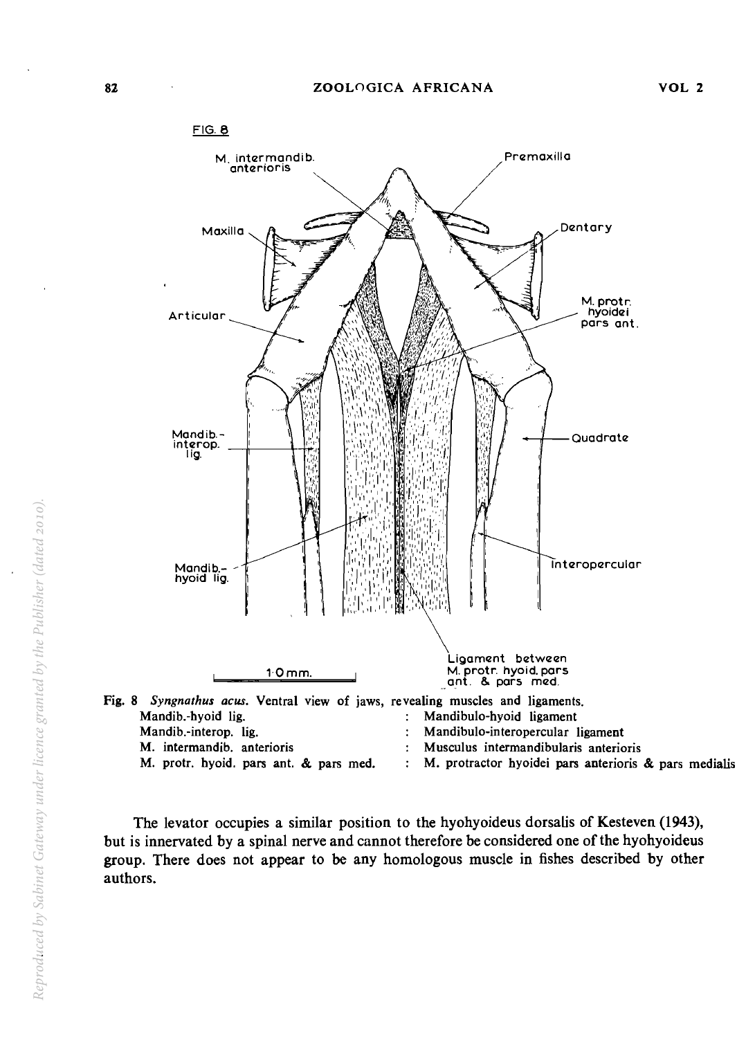Fig. 8 *Syngnathus acus.* Ventral view of jaws, revealing muscles and ligaments.

| | |
|---|---|
| Mandib.-hyoid lig. | : Mandibulo-hyoid ligament |
| Mandib.-interop. lig. | : Mandibulo-interopercular ligament |
| M. intermandib. anterioris | : Musculus intermandibularis anterioris |
| M. protr. hyoid. pars ant. & pars med. | : M. protractor hyoidei pars anterioris & pars medialis |

The levator occupies a similar position to the hyohyoideus dorsalis of Kesteven (1943), but is innervated by a spinal nerve and cannot therefore be considered one of the hyohyoideus group. There does not appear to be any homologous muscle in fishes described by other authors.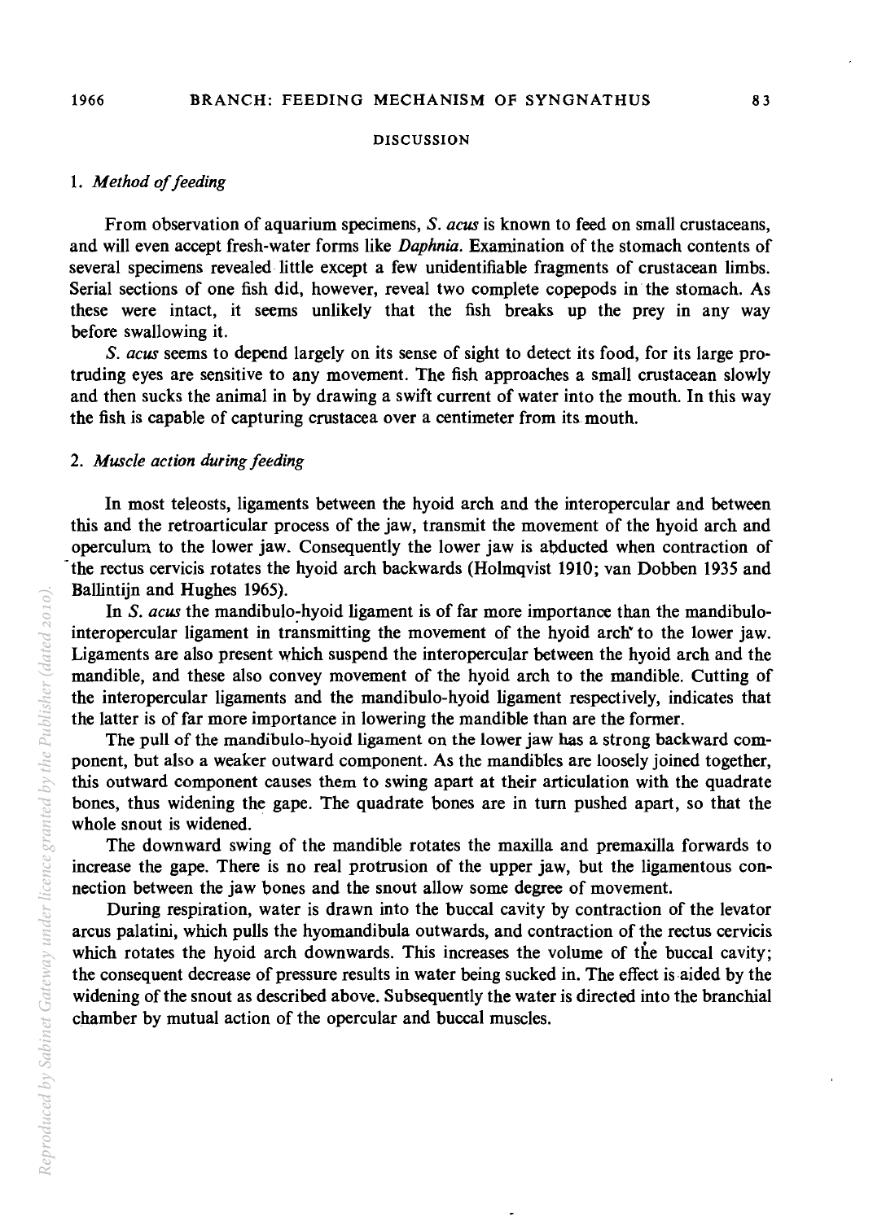## DISCUSSION

### 1. *Method of feeding*

From observation of aquarium specimens, *S. acus* is known to feed on small crustaceans, and will even accept fresh-water forms like *Daphnia*. Examination of the stomach contents of several specimens revealed little except a few unidentifiable fragments of crustacean limbs. Serial sections of one fish did, however, reveal two complete copepods in the stomach. As these were intact, it seems unlikely that the fish breaks up the prey in any way before swallowing it.

*S. acus* seems to depend largely on its sense of sight to detect its food, for its large protruding eyes are sensitive to any movement. The fish approaches a small crustacean slowly and then sucks the animal in by drawing a swift current of water into the mouth. In this way the fish is capable of capturing crustacea over a centimeter from its mouth.

### 2. *Muscle action during feeding*

In most teleosts, ligaments between the hyoid arch and the interopercular and between this and the retroarticular process of the jaw, transmit the movement of the hyoid arch and operculum to the lower jaw. Consequently the lower jaw is abducted when contraction of the rectus cervicis rotates the hyoid arch backwards (Holmqvist 1910; van Dobben 1935 and Ballintijn and Hughes 1965).

In *S. acus* the mandibulo-hyoid ligament is of far more importance than the mandibulo-interopercular ligament in transmitting the movement of the hyoid arch to the lower jaw. Ligaments are also present which suspend the interopercular between the hyoid arch and the mandible, and these also convey movement of the hyoid arch to the mandible. Cutting of the interopercular ligaments and the mandibulo-hyoid ligament respectively, indicates that the latter is of far more importance in lowering the mandible than are the former.

The pull of the mandibulo-hyoid ligament on the lower jaw has a strong backward component, but also a weaker outward component. As the mandibles are loosely joined together, this outward component causes them to swing apart at their articulation with the quadrate bones, thus widening the gape. The quadrate bones are in turn pushed apart, so that the whole snout is widened.

The downward swing of the mandible rotates the maxilla and premaxilla forwards to increase the gape. There is no real protrusion of the upper jaw, but the ligamentous connection between the jaw bones and the snout allow some degree of movement.

During respiration, water is drawn into the buccal cavity by contraction of the levator arcus palatini, which pulls the hyomandibula outwards, and contraction of the rectus cervicis which rotates the hyoid arch downwards. This increases the volume of the buccal cavity; the consequent decrease of pressure results in water being sucked in. The effect is aided by the widening of the snout as described above. Subsequently the water is directed into the branchial chamber by mutual action of the opercular and buccal muscles.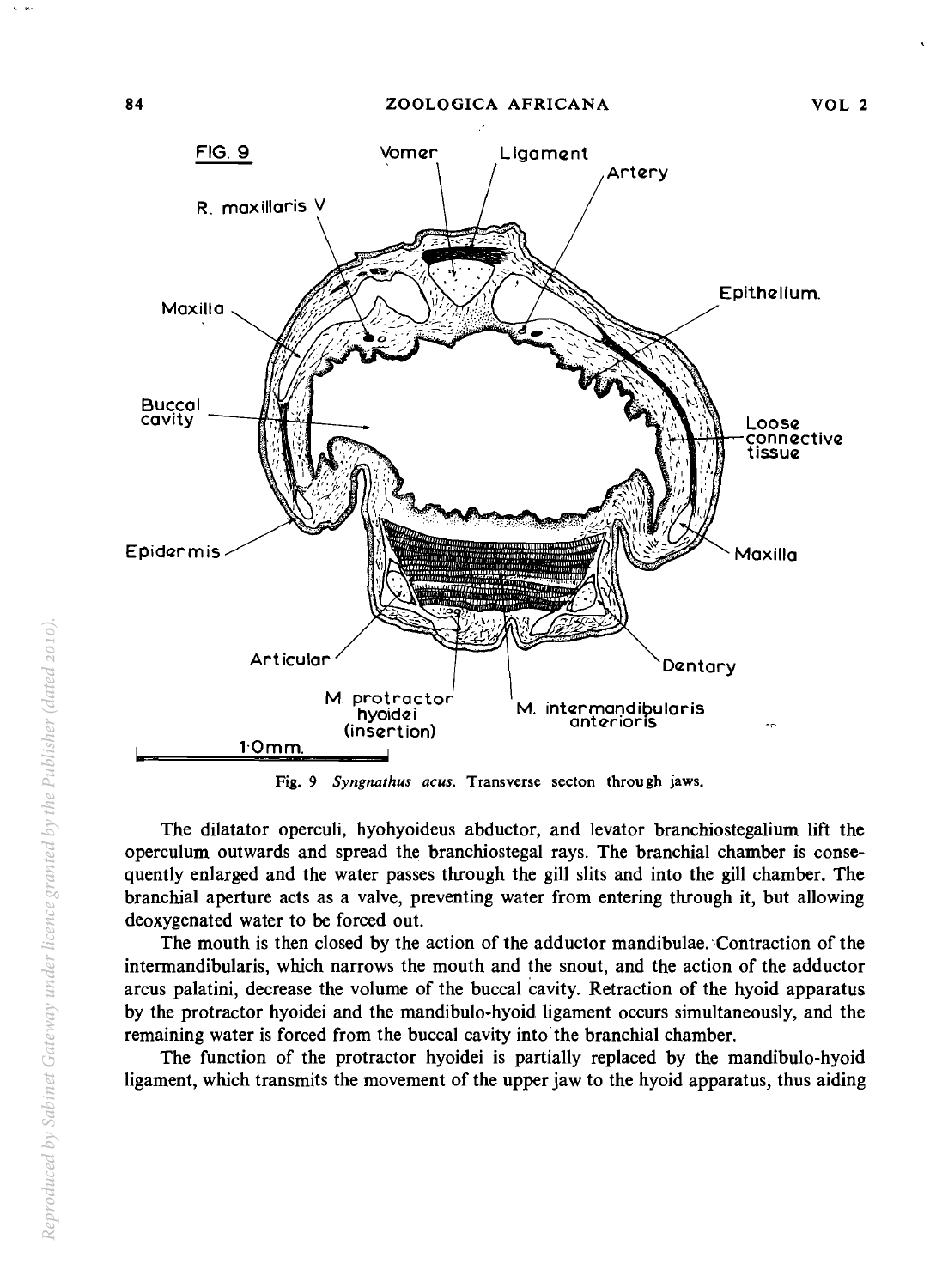Fig. 9 *Syngnathus acus.* Transverse secton through jaws.

The dilatator operculi, hyohyoideus abductor, and levator branchiostegalium lift the operculum outwards and spread the branchiostegal rays. The branchial chamber is consequently enlarged and the water passes through the gill slits and into the gill chamber. The branchial aperture acts as a valve, preventing water from entering through it, but allowing deoxygenated water to be forced out.

The mouth is then closed by the action of the adductor mandibulae. Contraction of the intermandibularis, which narrows the mouth and the snout, and the action of the adductor arcus palatini, decrease the volume of the buccal cavity. Retraction of the hyoid apparatus by the protractor hyoidei and the mandibulo-hyoid ligament occurs simultaneously, and the remaining water is forced from the buccal cavity into the branchial chamber.

The function of the protractor hyoidei is partially replaced by the mandibulo-hyoid ligament, which transmits the movement of the upper jaw to the hyoid apparatus, thus aiding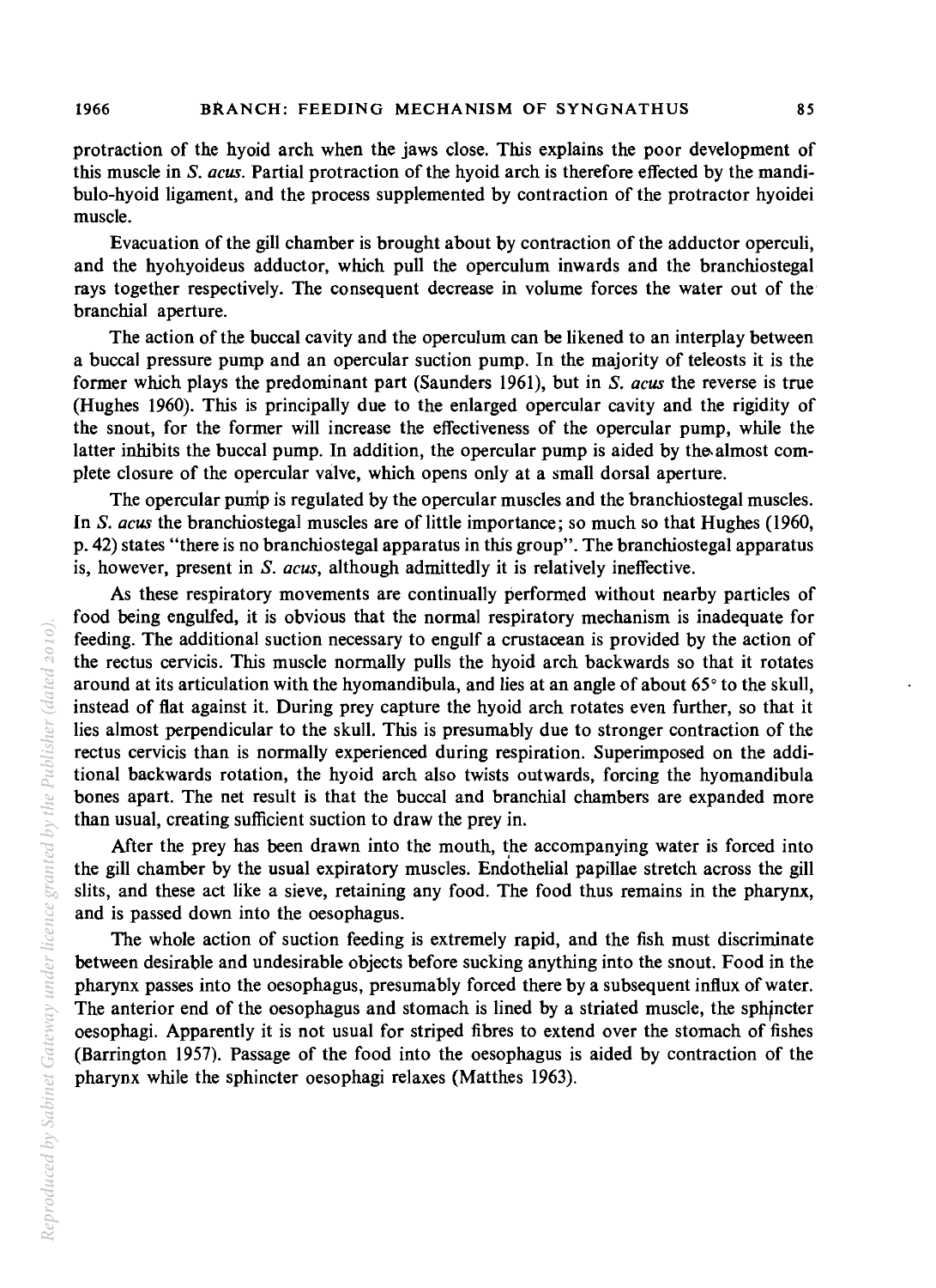protraction of the hyoid arch when the jaws close. This explains the poor development of this muscle in *S. acus*. Partial protraction of the hyoid arch is therefore effected by the mandibulo-hyoid ligament, and the process supplemented by contraction of the protractor hyoidei muscle.

Evacuation of the gill chamber is brought about by contraction of the adductor operculi, and the hyohyoideus adductor, which pull the operculum inwards and the branchiostegal rays together respectively. The consequent decrease in volume forces the water out of the branchial aperture.

The action of the buccal cavity and the operculum can be likened to an interplay between a buccal pressure pump and an opercular suction pump. In the majority of teleosts it is the former which plays the predominant part (Saunders 1961), but in *S. acus* the reverse is true (Hughes 1960). This is principally due to the enlarged opercular cavity and the rigidity of the snout, for the former will increase the effectiveness of the opercular pump, while the latter inhibits the buccal pump. In addition, the opercular pump is aided by the almost complete closure of the opercular valve, which opens only at a small dorsal aperture.

The opercular pump is regulated by the opercular muscles and the branchiostegal muscles. In *S. acus* the branchiostegal muscles are of little importance; so much so that Hughes (1960, p. 42) states "there is no branchiostegal apparatus in this group". The branchiostegal apparatus is, however, present in *S. acus*, although admittedly it is relatively ineffective.

As these respiratory movements are continually performed without nearby particles of food being engulfed, it is obvious that the normal respiratory mechanism is inadequate for feeding. The additional suction necessary to engulf a crustacean is provided by the action of the rectus cervicis. This muscle normally pulls the hyoid arch backwards so that it rotates around at its articulation with the hyomandibula, and lies at an angle of about 65° to the skull, instead of flat against it. During prey capture the hyoid arch rotates even further, so that it lies almost perpendicular to the skull. This is presumably due to stronger contraction of the rectus cervicis than is normally experienced during respiration. Superimposed on the additional backwards rotation, the hyoid arch also twists outwards, forcing the hyomandibula bones apart. The net result is that the buccal and branchial chambers are expanded more than usual, creating sufficient suction to draw the prey in.

After the prey has been drawn into the mouth, the accompanying water is forced into the gill chamber by the usual expiratory muscles. Endothelial papillae stretch across the gill slits, and these act like a sieve, retaining any food. The food thus remains in the pharynx, and is passed down into the oesophagus.

The whole action of suction feeding is extremely rapid, and the fish must discriminate between desirable and undesirable objects before sucking anything into the snout. Food in the pharynx passes into the oesophagus, presumably forced there by a subsequent influx of water. The anterior end of the oesophagus and stomach is lined by a striated muscle, the sphincter oesophagi. Apparently it is not usual for striped fibres to extend over the stomach of fishes (Barrington 1957). Passage of the food into the oesophagus is aided by contraction of the pharynx while the sphincter oesophagi relaxes (Matthes 1963).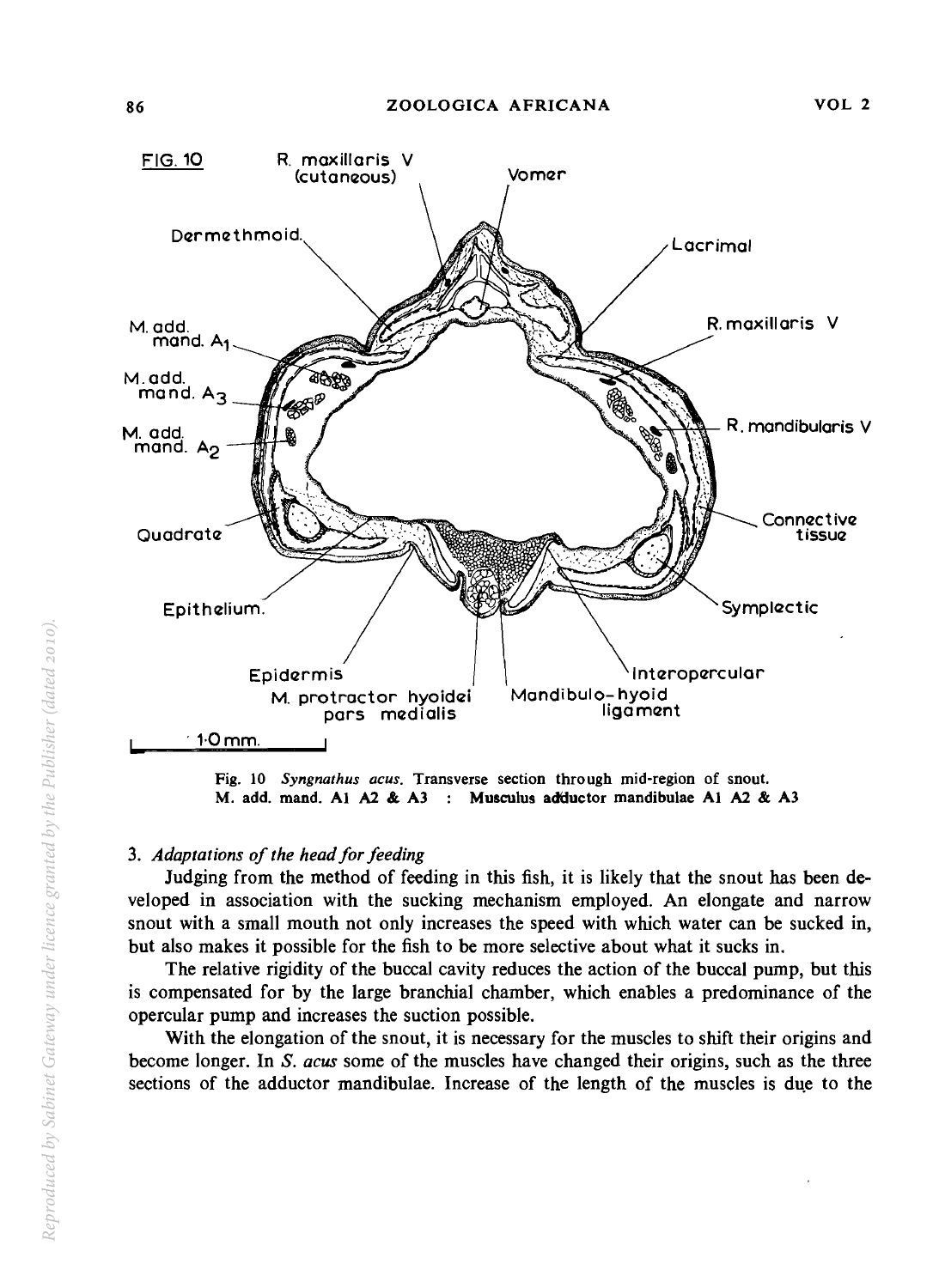Fig. 10 *Syngnathus acus*. Transverse section through mid-region of snout. M. add. mand. A1 A2 & A3 : Musculus adductor mandibulae A1 A2 & A3

### 3. *Adaptations of the head for feeding*

Judging from the method of feeding in this fish, it is likely that the snout has been developed in association with the sucking mechanism employed. An elongate and narrow snout with a small mouth not only increases the speed with which water can be sucked in, but also makes it possible for the fish to be more selective about what it sucks in.

The relative rigidity of the buccal cavity reduces the action of the buccal pump, but this is compensated for by the large branchial chamber, which enables a predominance of the opercular pump and increases the suction possible.

With the elongation of the snout, it is necessary for the muscles to shift their origins and become longer. In *S. acus* some of the muscles have changed their origins, such as the three sections of the adductor mandibulae. Increase of the length of the muscles is due to the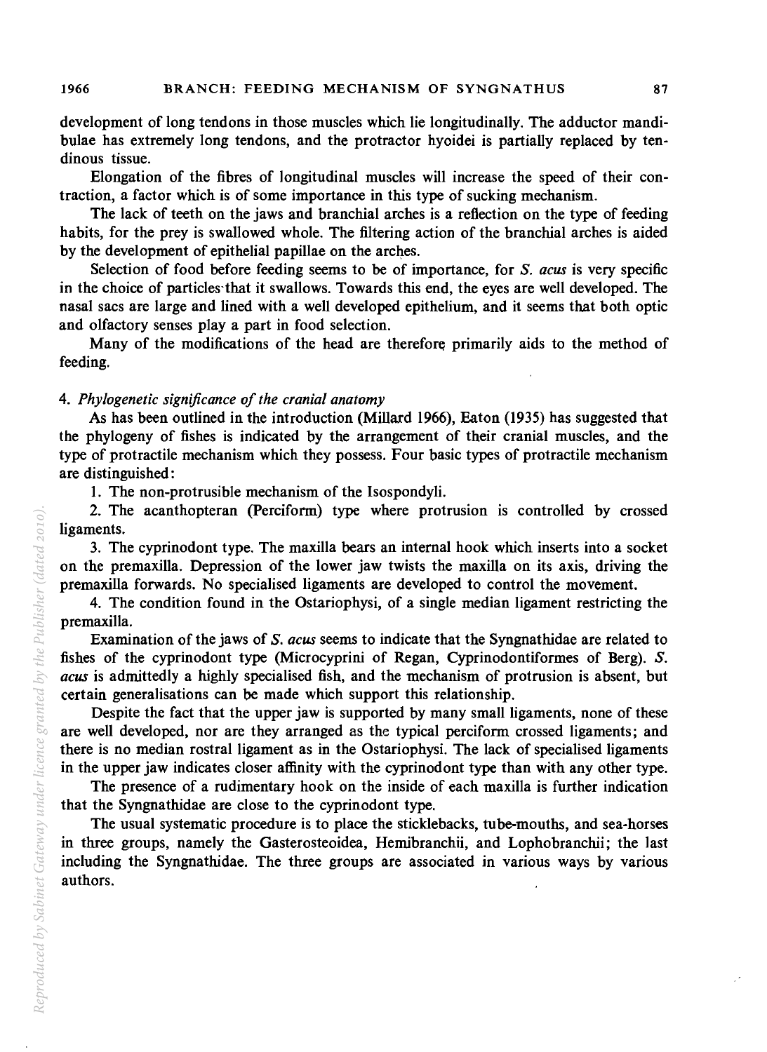development of long tendons in those muscles which lie longitudinally. The adductor mandibulae has extremely long tendons, and the protractor hyoidei is partially replaced by tendinous tissue.

Elongation of the fibres of longitudinal muscles will increase the speed of their contraction, a factor which is of some importance in this type of sucking mechanism.

The lack of teeth on the jaws and branchial arches is a reflection on the type of feeding habits, for the prey is swallowed whole. The filtering action of the branchial arches is aided by the development of epithelial papillae on the arches.

Selection of food before feeding seems to be of importance, for *S. acus* is very specific in the choice of particles that it swallows. Towards this end, the eyes are well developed. The nasal sacs are large and lined with a well developed epithelium, and it seems that both optic and olfactory senses play a part in food selection.

Many of the modifications of the head are therefore primarily aids to the method of feeding.

### 4. *Phylogenetic significance of the cranial anatomy*

As has been outlined in the introduction (Millard 1966), Eaton (1935) has suggested that the phylogeny of fishes is indicated by the arrangement of their cranial muscles, and the type of protractile mechanism which they possess. Four basic types of protractile mechanism are distinguished:

1. The non-protrusible mechanism of the Isospondyli.
2. The acanthopteran (Perciform) type where protrusion is controlled by crossed ligaments.
3. The cyprinodont type. The maxilla bears an internal hook which inserts into a socket on the premaxilla. Depression of the lower jaw twists the maxilla on its axis, driving the premaxilla forwards. No specialised ligaments are developed to control the movement.
4. The condition found in the Ostariophysi, of a single median ligament restricting the premaxilla.

Examination of the jaws of *S. acus* seems to indicate that the Syngnathidae are related to fishes of the cyprinodont type (Microcyprini of Regan, Cyprinodontiformes of Berg). *S. acus* is admittedly a highly specialised fish, and the mechanism of protrusion is absent, but certain generalisations can be made which support this relationship.

Despite the fact that the upper jaw is supported by many small ligaments, none of these are well developed, nor are they arranged as the typical perciform crossed ligaments; and there is no median rostral ligament as in the Ostariophysi. The lack of specialised ligaments in the upper jaw indicates closer affinity with the cyprinodont type than with any other type.

The presence of a rudimentary hook on the inside of each maxilla is further indication that the Syngnathidae are close to the cyprinodont type.

The usual systematic procedure is to place the sticklebacks, tube-mouths, and sea-horses in three groups, namely the Gasterosteoidea, Hemibranchii, and Lophobranchii; the last including the Syngnathidae. The three groups are associated in various ways by various authors.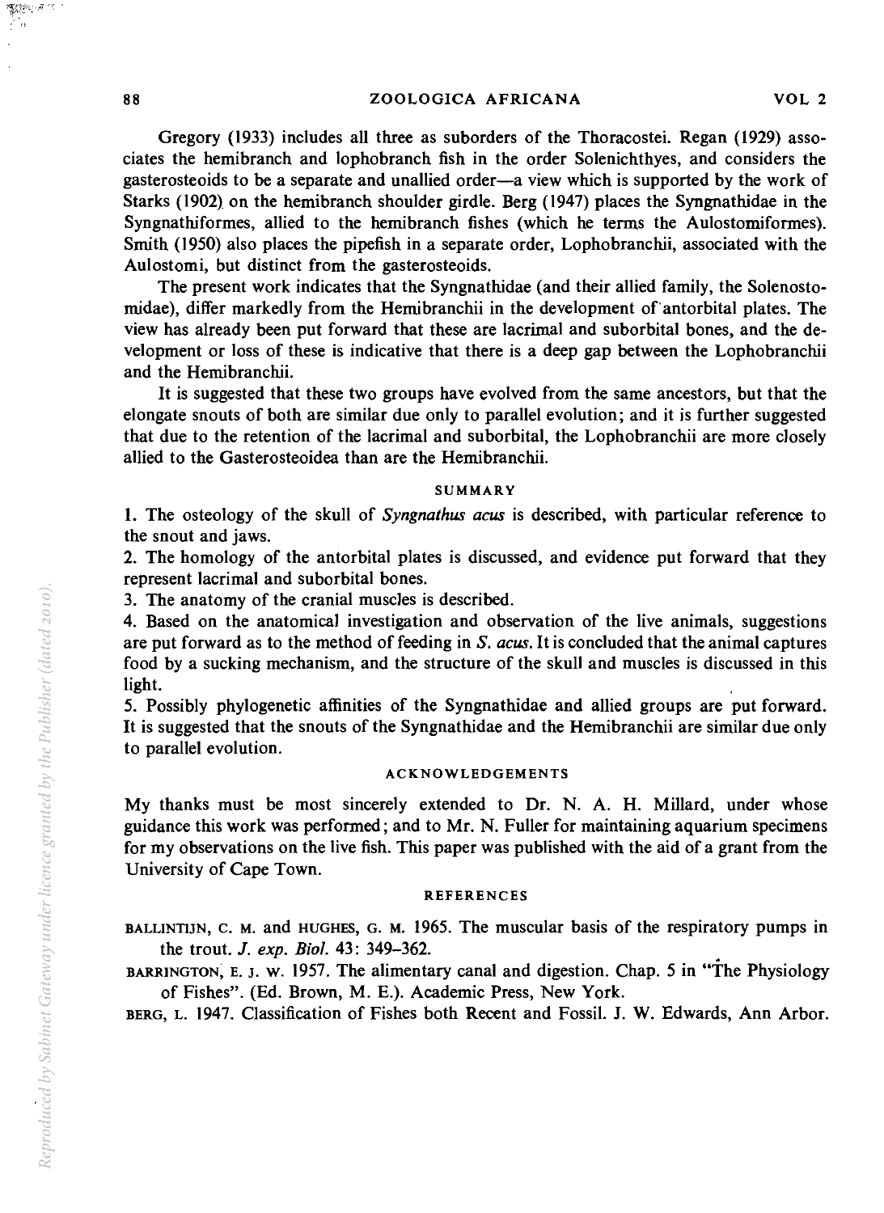Gregory (1933) includes all three as suborders of the Thoracostei. Regan (1929) associates the hemibranch and lophobranch fish in the order Solenichthyes, and considers the gasterosteoids to be a separate and unallied order—a view which is supported by the work of Starks (1902) on the hemibranch shoulder girdle. Berg (1947) places the Syngnathidae in the Syngnathiformes, allied to the hemibranch fishes (which he terms the Aulostomiformes). Smith (1950) also places the pipefish in a separate order, Lophobranchii, associated with the Aulostomi, but distinct from the gasterosteoids.

The present work indicates that the Syngnathidae (and their allied family, the Solenostomidae), differ markedly from the Hemibranchii in the development of antorbital plates. The view has already been put forward that these are lacrimal and suborbital bones, and the development or loss of these is indicative that there is a deep gap between the Lophobranchii and the Hemibranchii.

It is suggested that these two groups have evolved from the same ancestors, but that the elongate snouts of both are similar due only to parallel evolution; and it is further suggested that due to the retention of the lacrimal and suborbital, the Lophobranchii are more closely allied to the Gasterosteoidea than are the Hemibranchii.

## SUMMARY

1. The osteology of the skull of *Syngnathus acus* is described, with particular reference to the snout and jaws.
2. The homology of the antorbital plates is discussed, and evidence put forward that they represent lacrimal and suborbital bones.
3. The anatomy of the cranial muscles is described.
4. Based on the anatomical investigation and observation of the live animals, suggestions are put forward as to the method of feeding in *S. acus*. It is concluded that the animal captures food by a sucking mechanism, and the structure of the skull and muscles is discussed in this light.
5. Possibly phylogenetic affinities of the Syngnathidae and allied groups are put forward. It is suggested that the snouts of the Syngnathidae and the Hemibranchii are similar due only to parallel evolution.

## ACKNOWLEDGEMENTS

My thanks must be most sincerely extended to Dr. N. A. H. Millard, under whose guidance this work was performed; and to Mr. N. Fuller for maintaining aquarium specimens for my observations on the live fish. This paper was published with the aid of a grant from the University of Cape Town.

## REFERENCES

BALLINTIJN, C. M. and HUGHES, G. M. 1965. The muscular basis of the respiratory pumps in the trout. *J. exp. Biol.* 43: 349–362.

BARRINGTON, E. J. W. 1957. The alimentary canal and digestion. Chap. 5 in "The Physiology of Fishes". (Ed. Brown, M. E.). Academic Press, New York.

BERG, L. 1947. Classification of Fishes both Recent and Fossil. J. W. Edwards, Ann Arbor.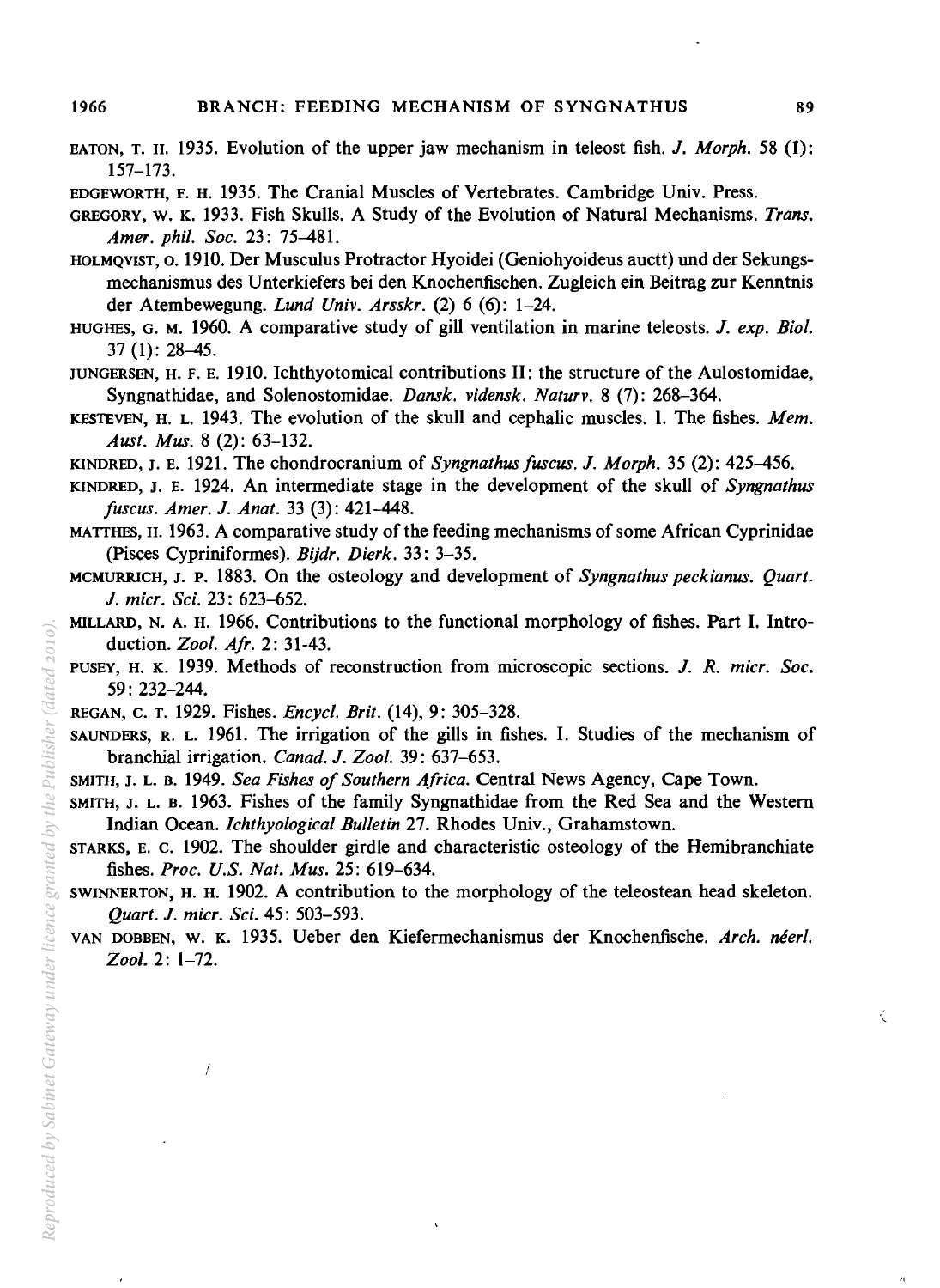EATON, T. H. 1935. Evolution of the upper jaw mechanism in teleost fish. *J. Morph.* 58 (I): 157–173.

EDGEWORTH, F. H. 1935. The Cranial Muscles of Vertebrates. Cambridge Univ. Press.

GREGORY, W. K. 1933. Fish Skulls. A Study of the Evolution of Natural Mechanisms. *Trans. Amer. phil. Soc.* 23: 75–481.

HOLMQVIST, O. 1910. Der Musculus Protractor Hyoidei (Geniohyoideus auctt) und der Sekungsmechanismus des Unterkiefers bei den Knochenfischen. Zugleich ein Beitrag zur Kenntnis der Atembewegung. *Lund Univ. Arsskr.* (2) 6 (6): 1–24.

HUGHES, G. M. 1960. A comparative study of gill ventilation in marine teleosts. *J. exp. Biol.* 37 (1): 28–45.

JUNGERSEN, H. F. E. 1910. Ichthyotomical contributions II: the structure of the Aulostomidae, Syngnathidae, and Solenostomidae. *Dansk. vidensk. Naturv.* 8 (7): 268–364.

KESTEVEN, H. L. 1943. The evolution of the skull and cephalic muscles. I. The fishes. *Mem. Aust. Mus.* 8 (2): 63–132.

KINDRED, J. E. 1921. The chondrocranium of *Syngnathus fuscus*. *J. Morph.* 35 (2): 425–456.

KINDRED, J. E. 1924. An intermediate stage in the development of the skull of *Syngnathus fuscus*. *Amer. J. Anat.* 33 (3): 421–448.

MATTHES, H. 1963. A comparative study of the feeding mechanisms of some African Cyprinidae (Pisces Cypriniformes). *Bijdr. Dierk.* 33: 3–35.

MCMURRICH, J. P. 1883. On the osteology and development of *Syngnathus peckianus*. *Quart. J. micr. Sci.* 23: 623–652.

MILLARD, N. A. H. 1966. Contributions to the functional morphology of fishes. Part I. Introduction. *Zool. Afr.* 2: 31-43.

PUSEY, H. K. 1939. Methods of reconstruction from microscopic sections. *J. R. micr. Soc.* 59: 232–244.

REGAN, C. T. 1929. Fishes. *Encycl. Brit.* (14), 9: 305–328.

SAUNDERS, R. L. 1961. The irrigation of the gills in fishes. I. Studies of the mechanism of branchial irrigation. *Canad. J. Zool.* 39: 637–653.

SMITH, J. L. B. 1949. *Sea Fishes of Southern Africa*. Central News Agency, Cape Town.

SMITH, J. L. B. 1963. Fishes of the family Syngnathidae from the Red Sea and the Western Indian Ocean. *Ichthyological Bulletin* 27. Rhodes Univ., Grahamstown.

STARKS, E. C. 1902. The shoulder girdle and characteristic osteology of the Hemibranchiate fishes. *Proc. U.S. Nat. Mus.* 25: 619–634.

SWINNERTON, H. H. 1902. A contribution to the morphology of the teleostean head skeleton. *Quart. J. micr. Sci.* 45: 503–593.

VAN DOBBEN, W. K. 1935. Ueber den Kiefermechanismus der Knochenfische. *Arch. néerl. Zool.* 2: 1–72.